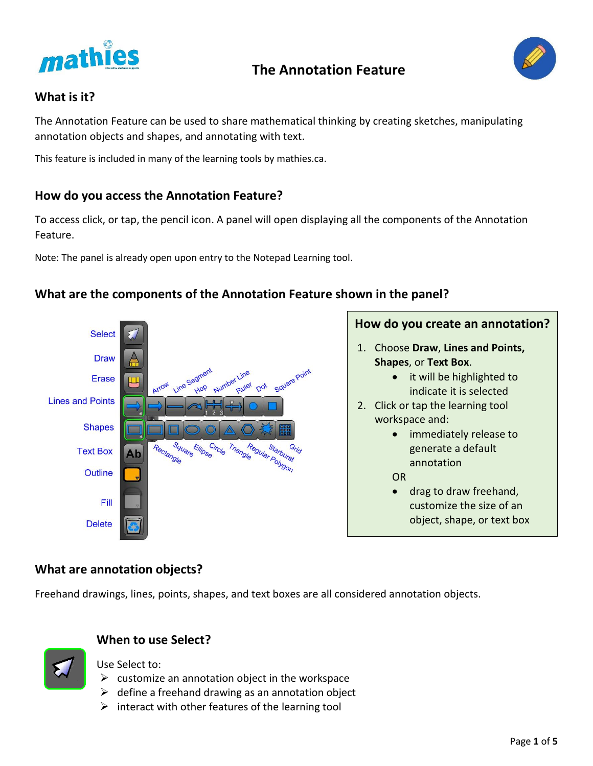# The Annotation Feature

## What is it?

The Annotation Feature can be used to share mathematical thinking by creating sketches, manipulating annotation objects and shapes, and annotating with text.

This feature is included in many of the learning tools by mathies.ca.

## How do you access the Annotation Feature?

To access click, or tap, the pencil icon. A panel will open displaying all the components of the Annotation Feature.

Note: The panel is already open upon entry to the Notepad Learning tool.

## What are the components of the Annotation Feature shown in the panel?

Select

Draw

Erase

Lines and Points: Arrow, Line Segment, Hop, Number Line, Ruler, Dot, Square Point

Shapes: Rectangle, Square, Ellipse, Circle, Triangle, Regular Polygon, Starburst, Grid

Text Box

Outline

Fill

Delete

### How do you create an annotation?

1. Choose **Draw**, **Lines and Points, Shapes**, or **Text Box**.
   - it will be highlighted to indicate it is selected
2. Click or tap the learning tool workspace and:
   - immediately release to generate a default annotation

   OR

   - drag to draw freehand, customize the size of an object, shape, or text box

## What are annotation objects?

Freehand drawings, lines, points, shapes, and text boxes are all considered annotation objects.

## When to use Select?

Use Select to:

- customize an annotation object in the workspace
- define a freehand drawing as an annotation object
- interact with other features of the learning tool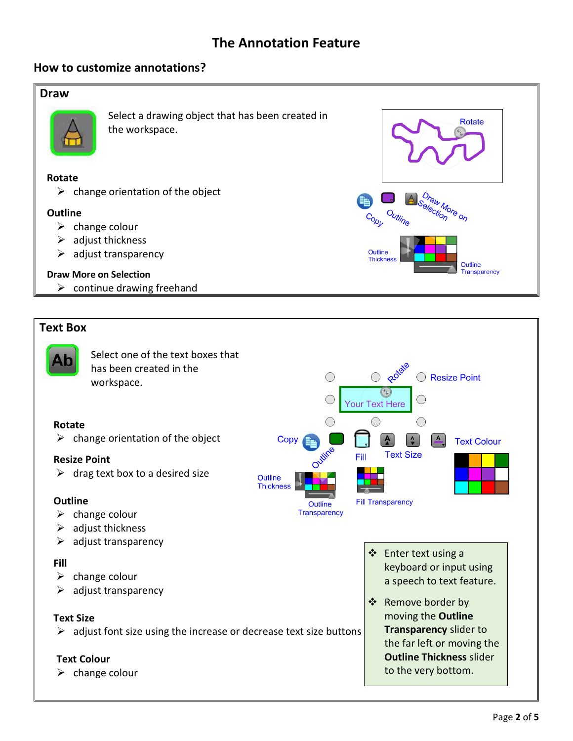# The Annotation Feature

## How to customize annotations?

### Draw

Select a drawing object that has been created in the workspace.

**Rotate**

- change orientation of the object

**Outline**

- change colour
- adjust thickness
- adjust transparency

**Draw More on Selection**

- continue drawing freehand

### Text Box

Select one of the text boxes that has been created in the workspace.

**Rotate**

- change orientation of the object

**Resize Point**

- drag text box to a desired size

**Outline**

- change colour
- adjust thickness
- adjust transparency

**Fill**

- change colour
- adjust transparency

**Text Size**

- adjust font size using the increase or decrease text size buttons

**Text Colour**

- change colour

- Enter text using a keyboard or input using a speech to text feature.
- Remove border by moving the **Outline Transparency** slider to the far left or moving the **Outline Thickness** slider to the very bottom.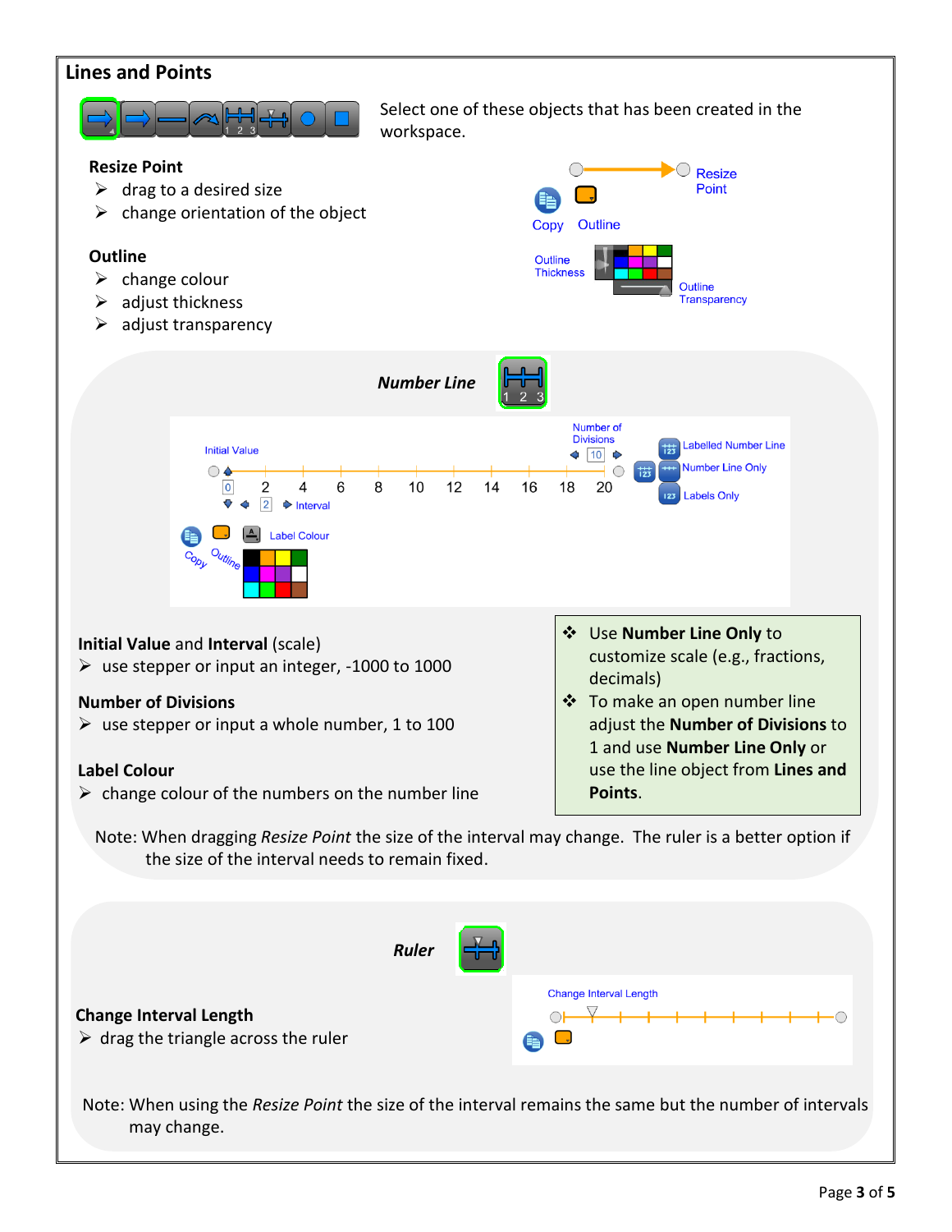## Lines and Points

Select one of these objects that has been created in the workspace.

**Resize Point**

- drag to a desired size
- change orientation of the object

**Outline**

- change colour
- adjust thickness
- adjust transparency

Resize Point

Copy Outline

Outline Thickness

Outline Transparency

### *Number Line*

Initial Value

Number of Divisions

Interval

Labelled Number Line

Number Line Only

Labels Only

Copy Outline Label Colour

**Initial Value** and **Interval** (scale)

- use stepper or input an integer, -1000 to 1000

**Number of Divisions**

- use stepper or input a whole number, 1 to 100

**Label Colour**

- change colour of the numbers on the number line

- Use **Number Line Only** to customize scale (e.g., fractions, decimals)
- To make an open number line adjust the **Number of Divisions** to 1 and use **Number Line Only** or use the line object from **Lines and Points**.

Note: When dragging *Resize Point* the size of the interval may change. The ruler is a better option if the size of the interval needs to remain fixed.

### *Ruler*

Change Interval Length

**Change Interval Length**

- drag the triangle across the ruler

Note: When using the *Resize Point* the size of the interval remains the same but the number of intervals may change.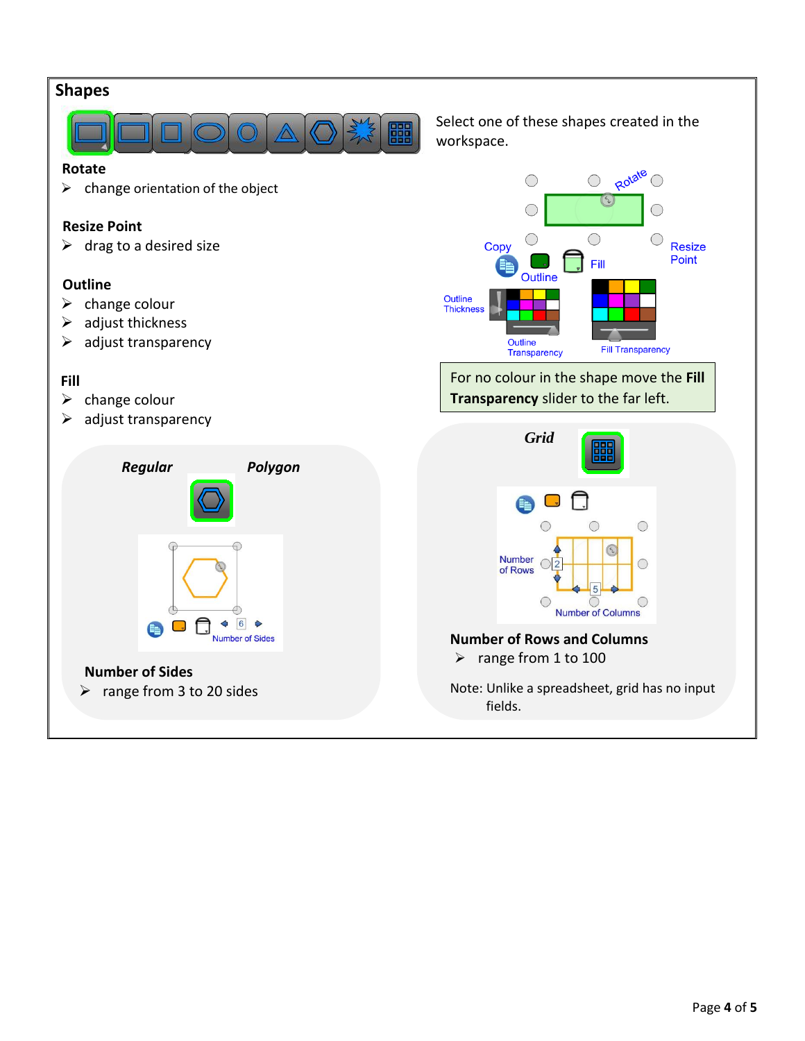## Shapes

Select one of these shapes created in the workspace.

**Rotate**

- change orientation of the object

**Resize Point**

- drag to a desired size

**Outline**

- change colour
- adjust thickness
- adjust transparency

**Fill**

- change colour
- adjust transparency

Rotate

Copy

Outline

Fill

Resize Point

Outline Thickness

Outline Transparency

Fill Transparency

For no colour in the shape move the **Fill Transparency** slider to the far left.

### *Regular Polygon*

Number of Sides

**Number of Sides**

- range from 3 to 20 sides

### *Grid*

Number of Rows

Number of Columns

**Number of Rows and Columns**

- range from 1 to 100

Note: Unlike a spreadsheet, grid has no input fields.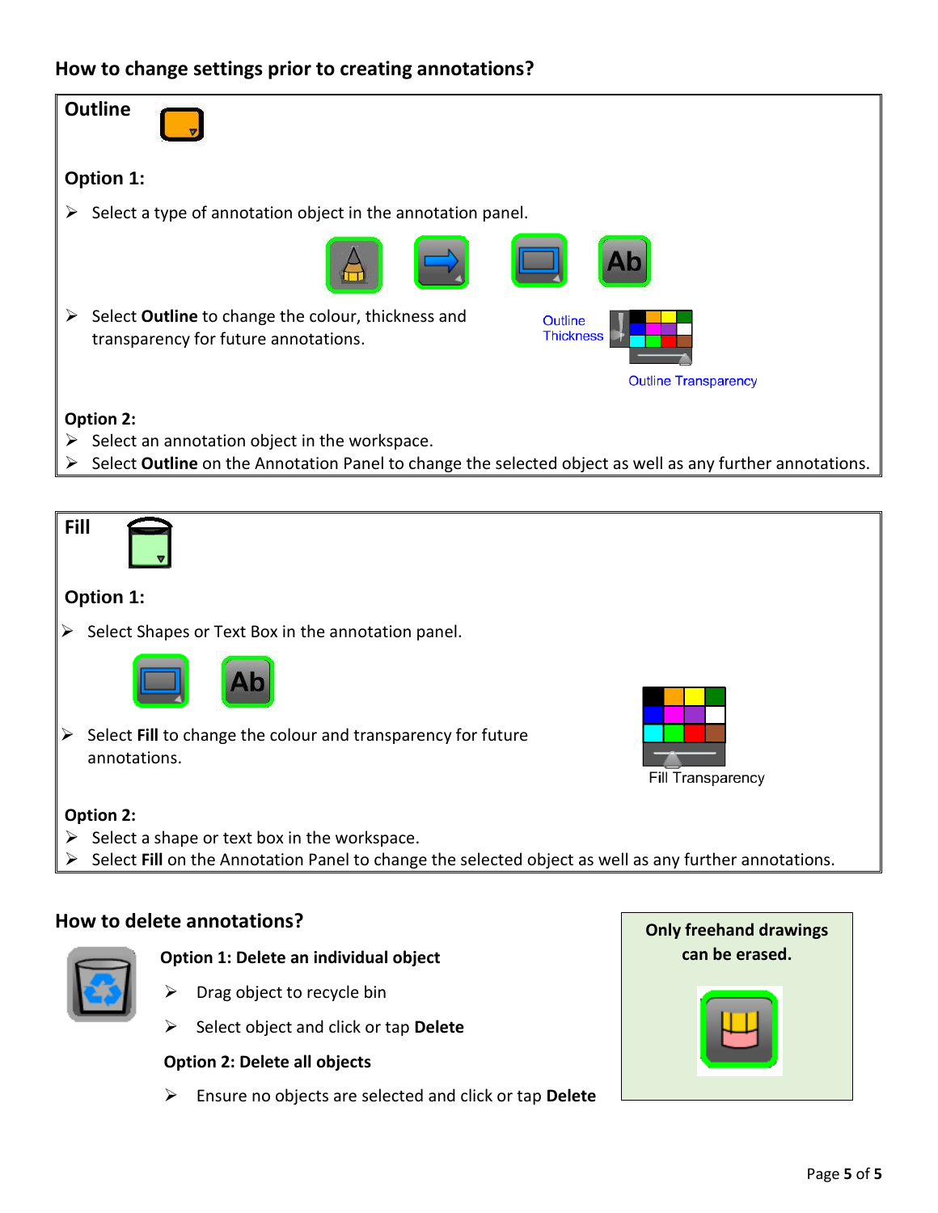## How to change settings prior to creating annotations?

### Outline

**Option 1:**

- Select a type of annotation object in the annotation panel.
- Select **Outline** to change the colour, thickness and transparency for future annotations.

Outline Thickness

Outline Transparency

**Option 2:**

- Select an annotation object in the workspace.
- Select **Outline** on the Annotation Panel to change the selected object as well as any further annotations.

### Fill

**Option 1:**

- Select Shapes or Text Box in the annotation panel.
- Select **Fill** to change the colour and transparency for future annotations.

Fill Transparency

**Option 2:**

- Select a shape or text box in the workspace.
- Select **Fill** on the Annotation Panel to change the selected object as well as any further annotations.

## How to delete annotations?

**Option 1: Delete an individual object**

- Drag object to recycle bin
- Select object and click or tap **Delete**

**Option 2: Delete all objects**

- Ensure no objects are selected and click or tap **Delete**

**Only freehand drawings can be erased.**